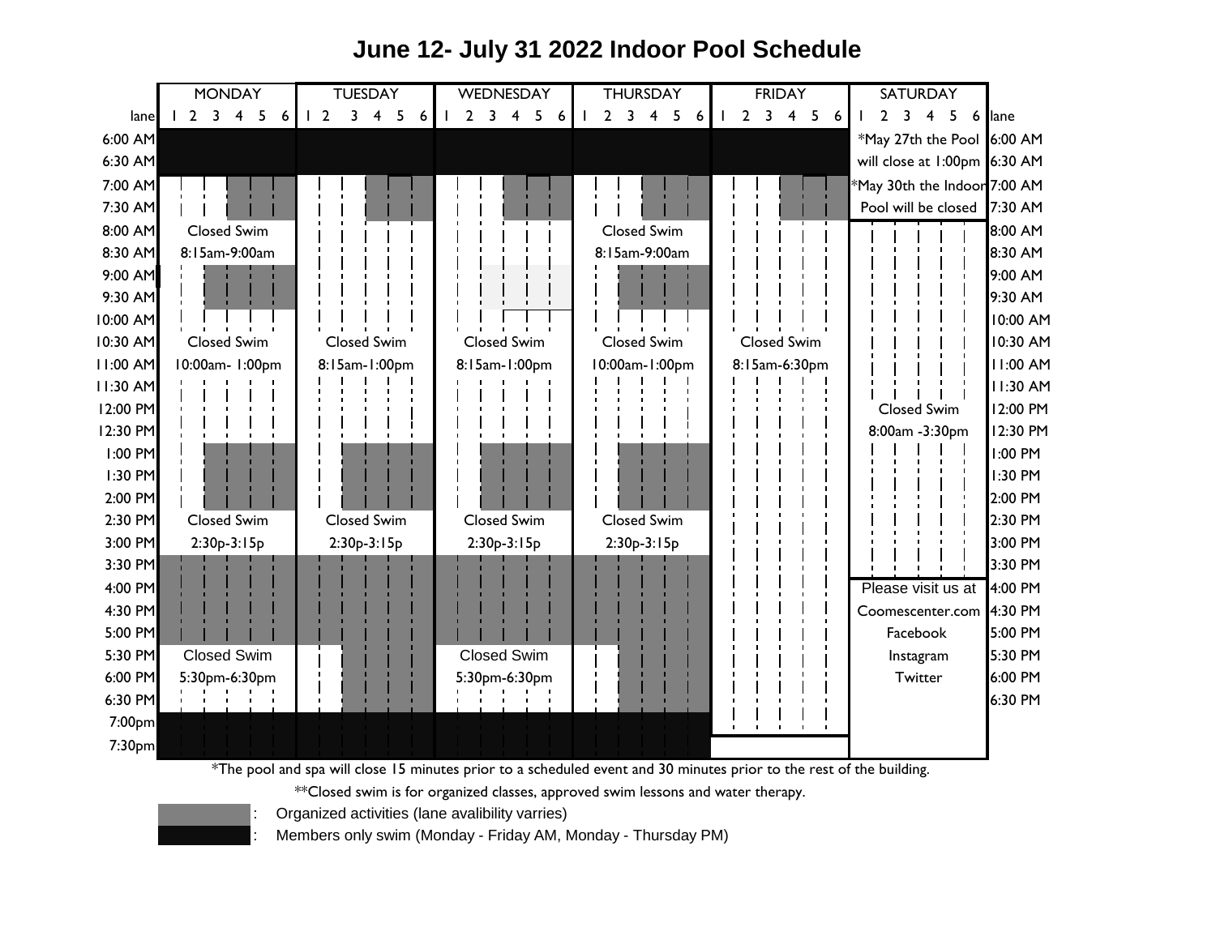# June 12- July 31 2022 Indoor Pool Schedule

| Time | MONDAY (lanes 1-6) | TUESDAY (lanes 1-6) | WEDNESDAY (lanes 1-6) | THURSDAY (lanes 1-6) | FRIDAY (lanes 1-6) | SATURDAY (lanes 1-6) | Time |
|---|---|---|---|---|---|---|---|
| 6:00 AM | | | | | | *May 27th the Pool | 6:00 AM |
| 6:30 AM | | | | | | will close at 1:00pm | 6:30 AM |
| 7:00 AM | | | | | | *May 30th the Indoor | 7:00 AM |
| 7:30 AM | | | | | | Pool will be closed | 7:30 AM |
| 8:00 AM | Closed Swim | | | Closed Swim | | | 8:00 AM |
| 8:30 AM | 8:15am-9:00am | | | 8:15am-9:00am | | | 8:30 AM |
| 9:00 AM | | | | | | | 9:00 AM |
| 9:30 AM | | | | | | | 9:30 AM |
| 10:00 AM | | | | | | | 10:00 AM |
| 10:30 AM | Closed Swim | Closed Swim | Closed Swim | Closed Swim | Closed Swim | | 10:30 AM |
| 11:00 AM | 10:00am- 1:00pm | 8:15am-1:00pm | 8:15am-1:00pm | 10:00am-1:00pm | 8:15am-6:30pm | | 11:00 AM |
| 11:30 AM | | | | | | | 11:30 AM |
| 12:00 PM | | | | | | Closed Swim | 12:00 PM |
| 12:30 PM | | | | | | 8:00am -3:30pm | 12:30 PM |
| 1:00 PM | | | | | | | 1:00 PM |
| 1:30 PM | | | | | | | 1:30 PM |
| 2:00 PM | | | | | | | 2:00 PM |
| 2:30 PM | Closed Swim | Closed Swim | Closed Swim | Closed Swim | | | 2:30 PM |
| 3:00 PM | 2:30p-3:15p | 2:30p-3:15p | 2:30p-3:15p | 2:30p-3:15p | | | 3:00 PM |
| 3:30 PM | | | | | | | 3:30 PM |
| 4:00 PM | | | | | | Please visit us at | 4:00 PM |
| 4:30 PM | | | | | | Coomescenter.com | 4:30 PM |
| 5:00 PM | | | | | | Facebook | 5:00 PM |
| 5:30 PM | Closed Swim | | Closed Swim | | | Instagram | 5:30 PM |
| 6:00 PM | 5:30pm-6:30pm | | 5:30pm-6:30pm | | | Twitter | 6:00 PM |
| 6:30 PM | | | | | | | 6:30 PM |
| 7:00pm | | | | | | | |
| 7:30pm | | | | | | | |

*The pool and spa will close 15 minutes prior to a scheduled event and 30 minutes prior to the rest of the building.

**Closed swim is for organized classes, approved swim lessons and water therapy.

- Gray: Organized activities (lane avalibility varries)
- Black: Members only swim (Monday - Friday AM, Monday - Thursday PM)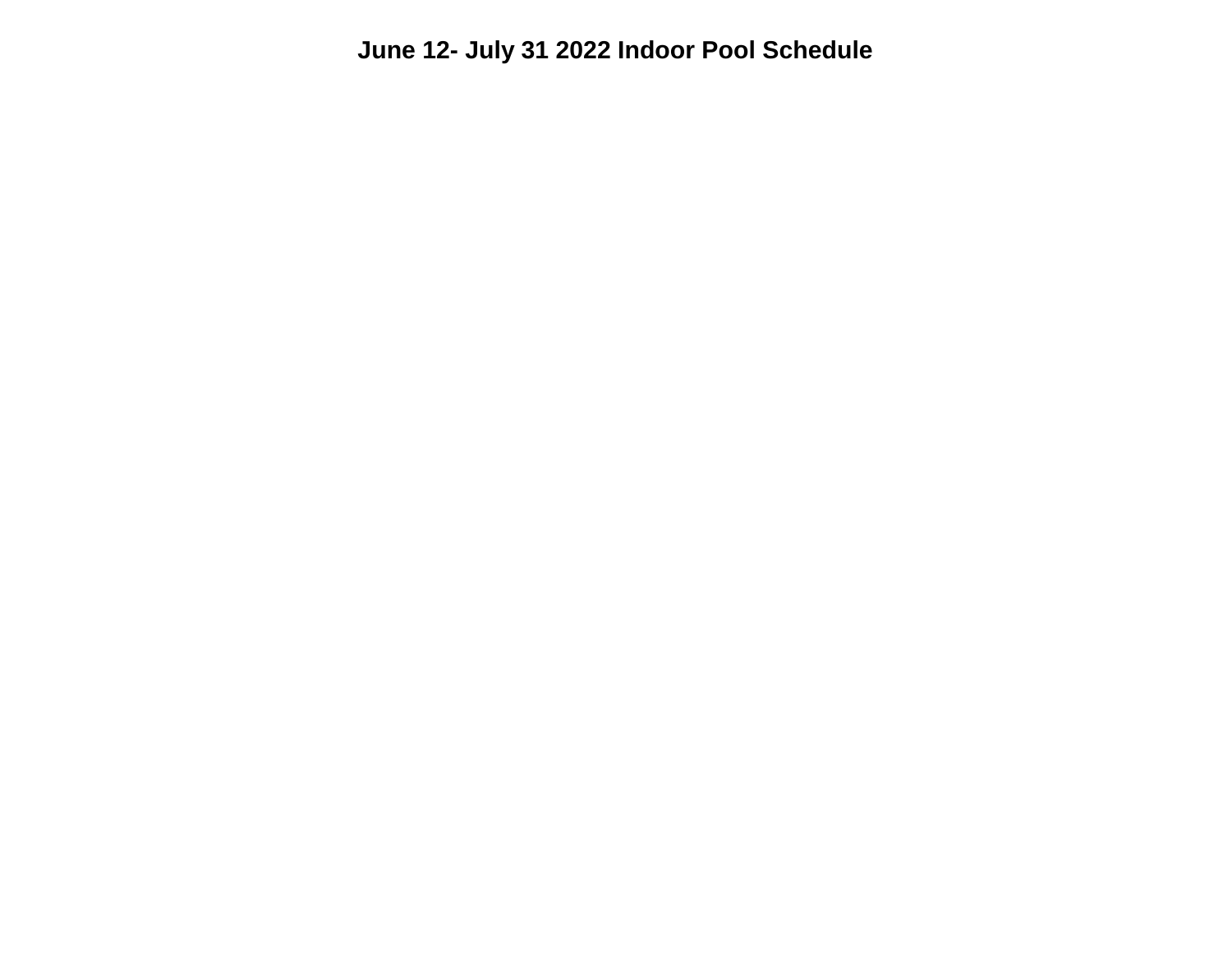# June 12- July 31 2022 Indoor Pool Schedule